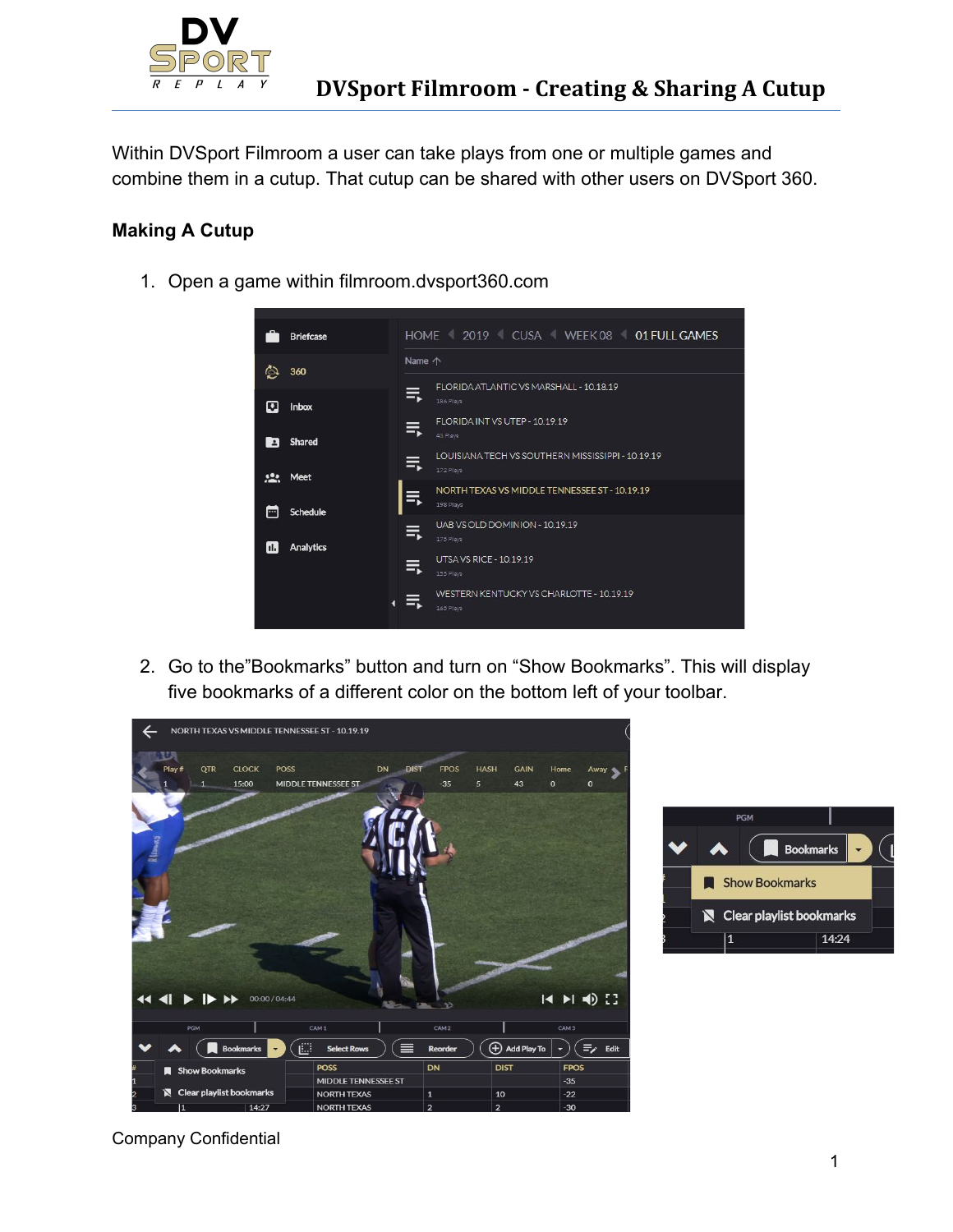# DVSport Filmroom - Creating & Sharing A Cutup

Within DVSport Filmroom a user can take plays from one or multiple games and combine them in a cutup. That cutup can be shared with other users on DVSport 360.

## Making A Cutup

1. Open a game within filmroom.dvsport360.com

2. Go to the"Bookmarks" button and turn on "Show Bookmarks". This will display five bookmarks of a different color on the bottom left of your toolbar.

Company Confidential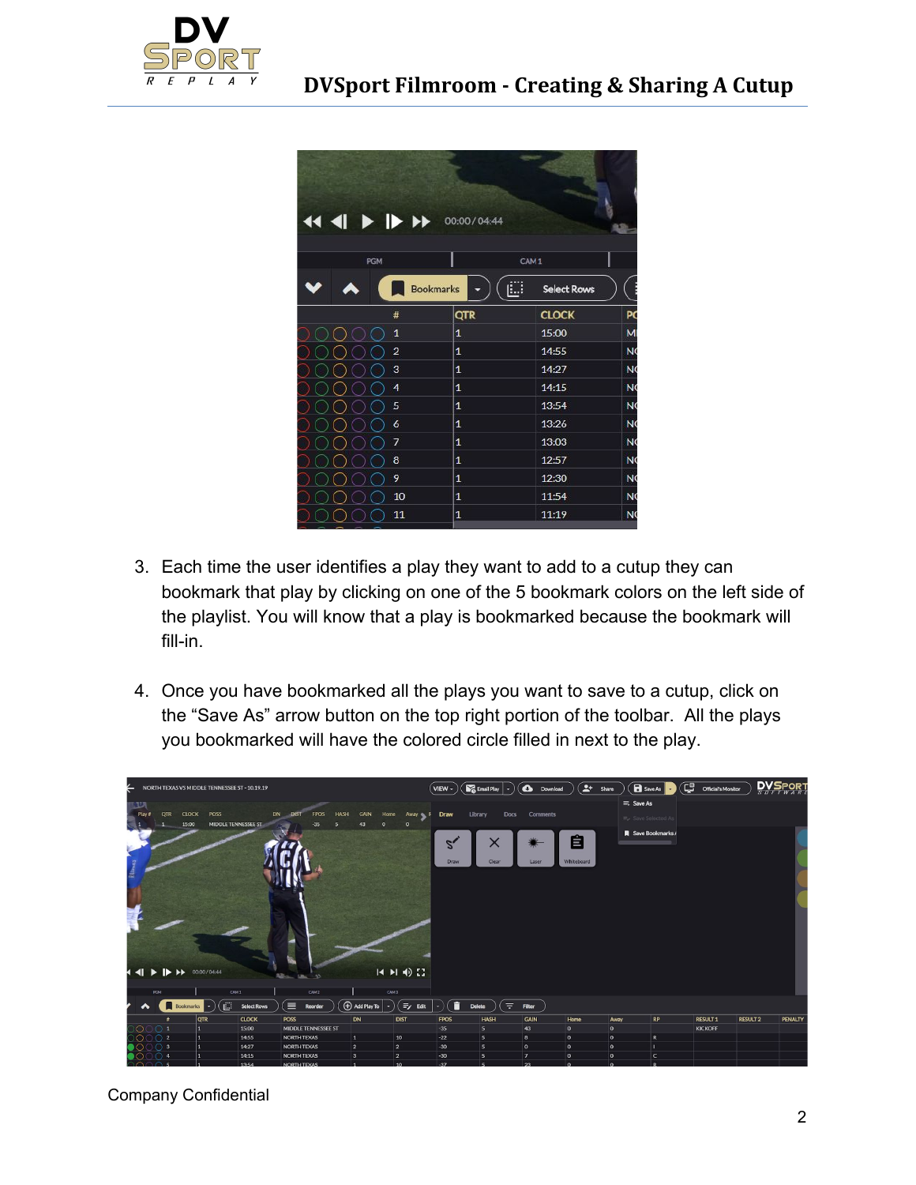3. Each time the user identifies a play they want to add to a cutup they can bookmark that play by clicking on one of the 5 bookmark colors on the left side of the playlist. You will know that a play is bookmarked because the bookmark will fill-in.

4. Once you have bookmarked all the plays you want to save to a cutup, click on the "Save As" arrow button on the top right portion of the toolbar. All the plays you bookmarked will have the colored circle filled in next to the play.

Company Confidential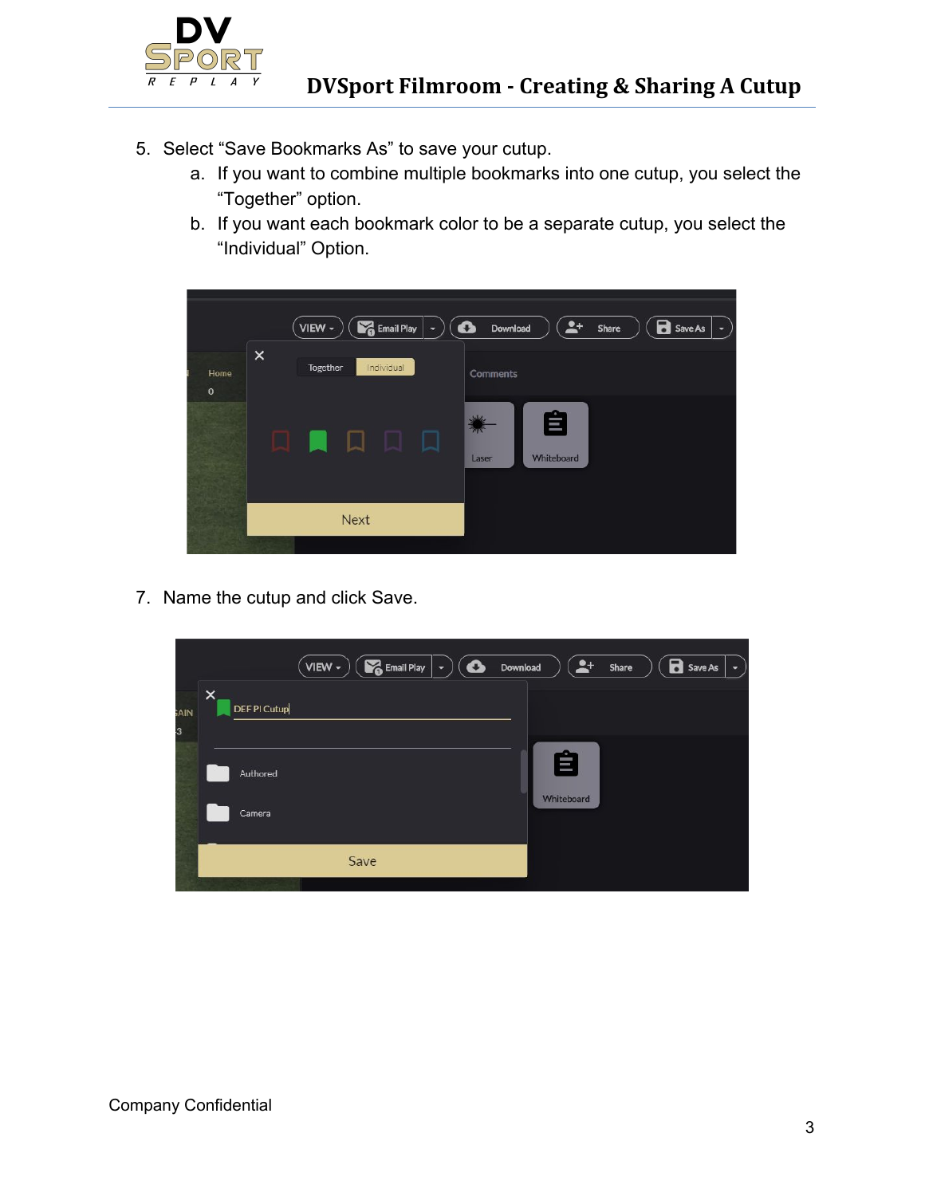5. Select “Save Bookmarks As” to save your cutup.
    a. If you want to combine multiple bookmarks into one cutup, you select the “Together” option.
    b. If you want each bookmark color to be a separate cutup, you select the “Individual” Option.

7. Name the cutup and click Save.

Company Confidential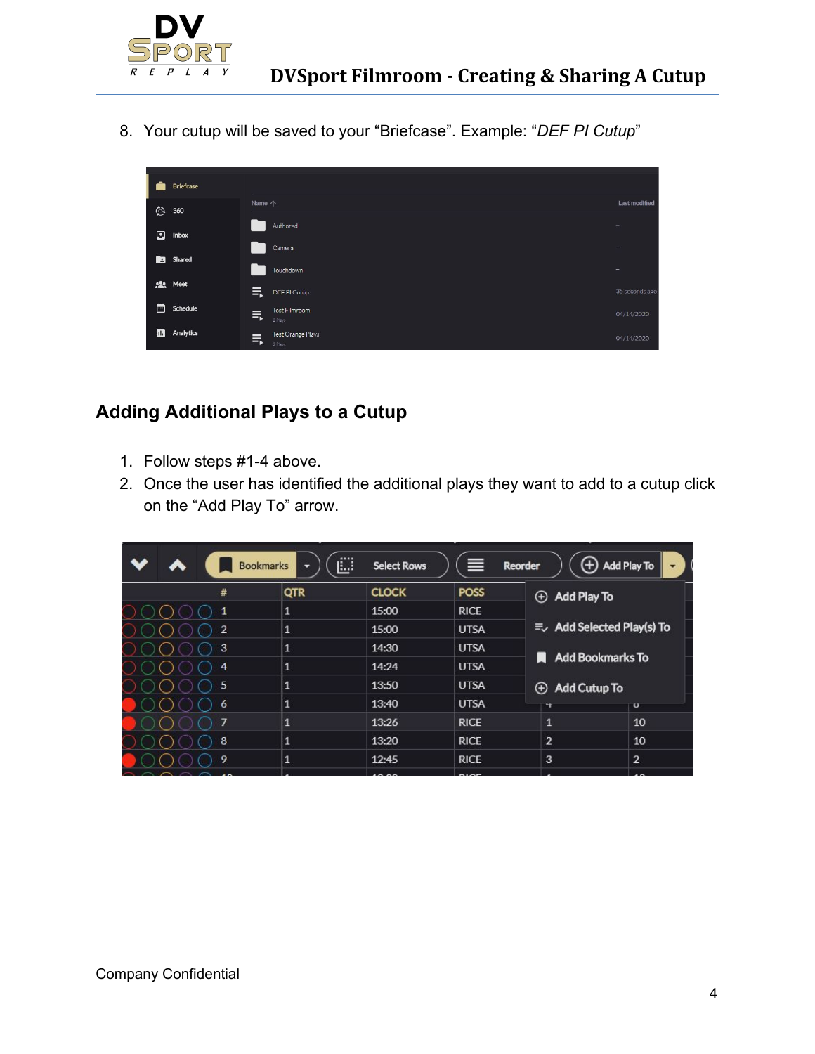8. Your cutup will be saved to your “Briefcase”. Example: “*DEF PI Cutup*”

## Adding Additional Plays to a Cutup

1. Follow steps #1-4 above.
2. Once the user has identified the additional plays they want to add to a cutup click on the “Add Play To” arrow.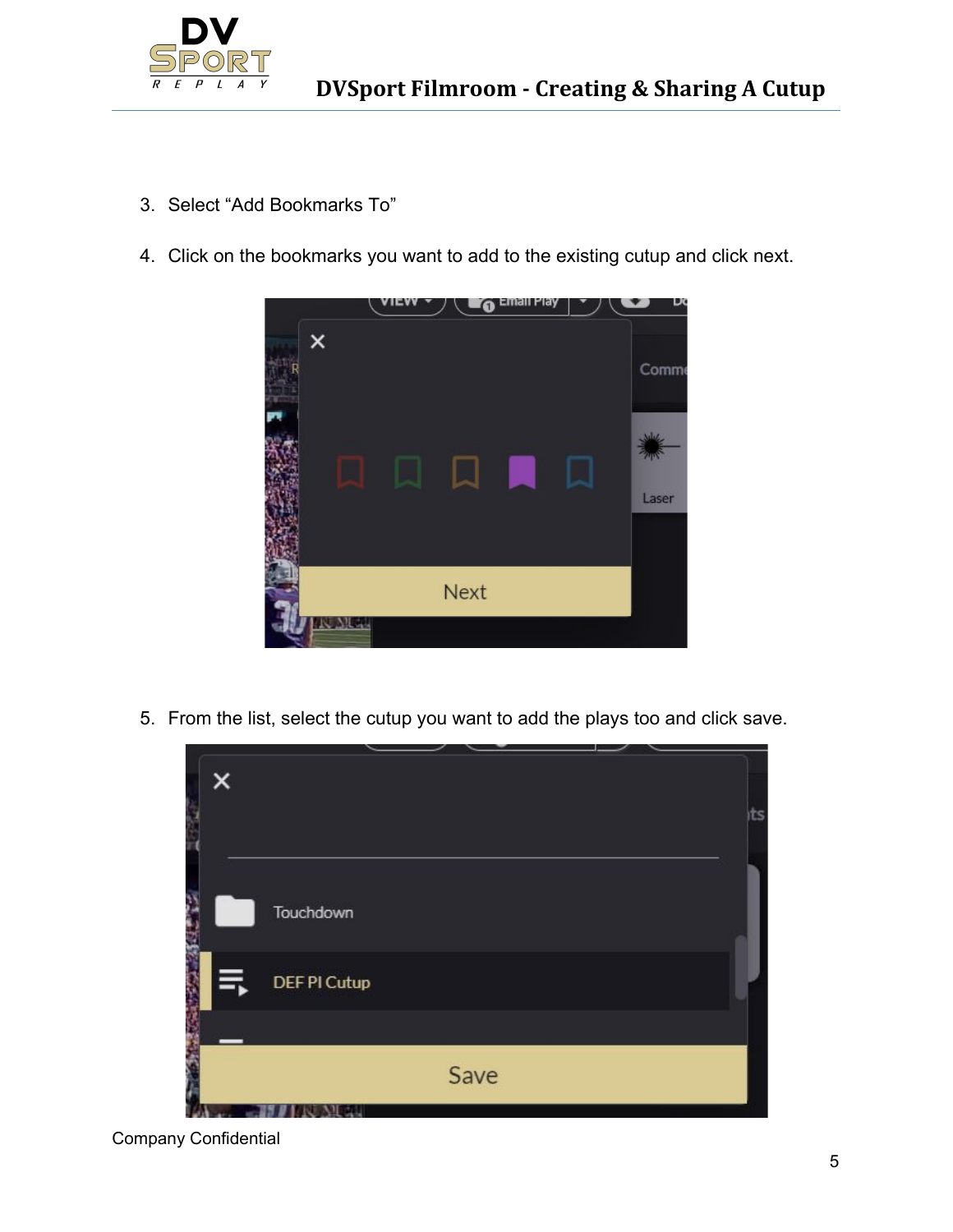3. Select "Add Bookmarks To"

4. Click on the bookmarks you want to add to the existing cutup and click next.

5. From the list, select the cutup you want to add the plays too and click save.

Company Confidential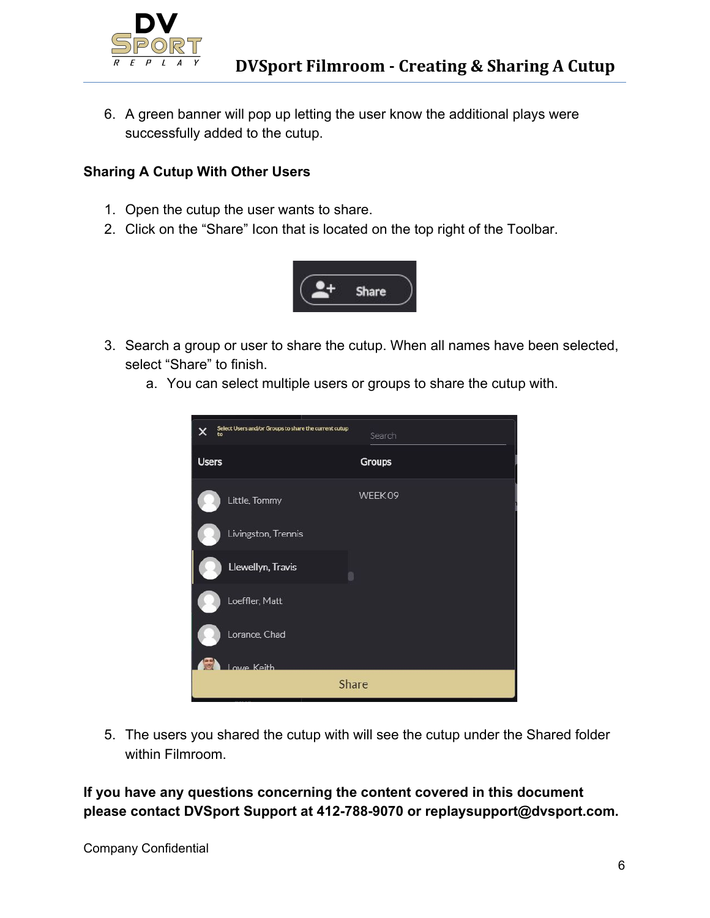6. A green banner will pop up letting the user know the additional plays were successfully added to the cutup.

**Sharing A Cutup With Other Users**

1. Open the cutup the user wants to share.
2. Click on the "Share" Icon that is located on the top right of the Toolbar.

3. Search a group or user to share the cutup. When all names have been selected, select "Share" to finish.
   a. You can select multiple users or groups to share the cutup with.

5. The users you shared the cutup with will see the cutup under the Shared folder within Filmroom.

**If you have any questions concerning the content covered in this document please contact DVSport Support at 412-788-9070 or replaysupport@dvsport.com.**

Company Confidential